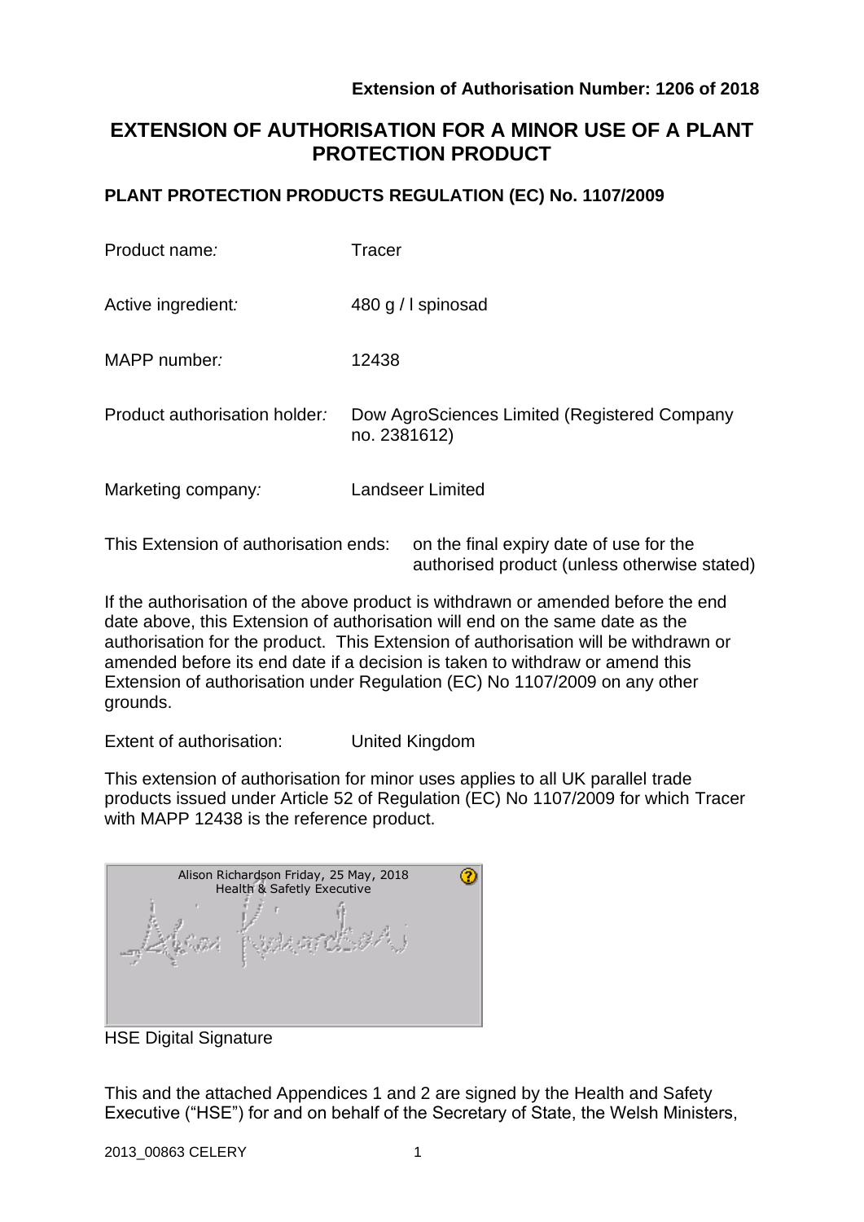**Extension of Authorisation Number: 1206 of 2018**

# EXTENSION OF AUTHORISATION FOR A MINOR USE OF A PLANT PROTECTION PRODUCT

## PLANT PROTECTION PRODUCTS REGULATION (EC) No. 1107/2009

| | |
|---|---|
| Product name: | Tracer |
| Active ingredient: | 480 g / l spinosad |
| MAPP number: | 12438 |
| Product authorisation holder: | Dow AgroSciences Limited (Registered Company no. 2381612) |
| Marketing company: | Landseer Limited |

This Extension of authorisation ends: on the final expiry date of use for the authorised product (unless otherwise stated)

If the authorisation of the above product is withdrawn or amended before the end date above, this Extension of authorisation will end on the same date as the authorisation for the product. This Extension of authorisation will be withdrawn or amended before its end date if a decision is taken to withdraw or amend this Extension of authorisation under Regulation (EC) No 1107/2009 on any other grounds.

Extent of authorisation: United Kingdom

This extension of authorisation for minor uses applies to all UK parallel trade products issued under Article 52 of Regulation (EC) No 1107/2009 for which Tracer with MAPP 12438 is the reference product.

Alison Richardson Friday, 25 May, 2018
Health & Safetly Executive

HSE Digital Signature

This and the attached Appendices 1 and 2 are signed by the Health and Safety Executive ("HSE") for and on behalf of the Secretary of State, the Welsh Ministers,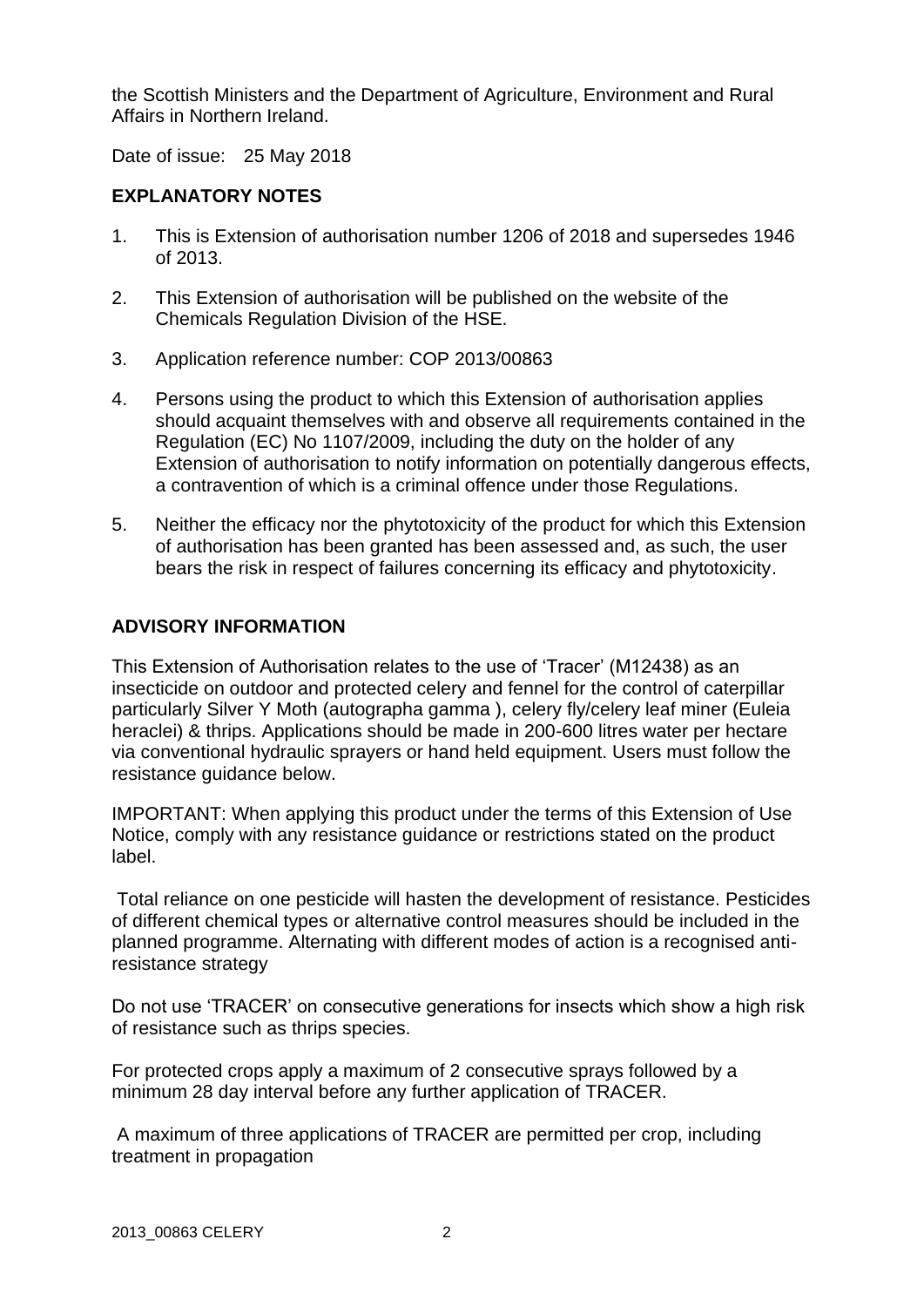the Scottish Ministers and the Department of Agriculture, Environment and Rural Affairs in Northern Ireland.

Date of issue: 25 May 2018

## EXPLANATORY NOTES

1. This is Extension of authorisation number 1206 of 2018 and supersedes 1946 of 2013.

2. This Extension of authorisation will be published on the website of the Chemicals Regulation Division of the HSE.

3. Application reference number: COP 2013/00863

4. Persons using the product to which this Extension of authorisation applies should acquaint themselves with and observe all requirements contained in the Regulation (EC) No 1107/2009, including the duty on the holder of any Extension of authorisation to notify information on potentially dangerous effects, a contravention of which is a criminal offence under those Regulations.

5. Neither the efficacy nor the phytotoxicity of the product for which this Extension of authorisation has been granted has been assessed and, as such, the user bears the risk in respect of failures concerning its efficacy and phytotoxicity.

## ADVISORY INFORMATION

This Extension of Authorisation relates to the use of 'Tracer' (M12438) as an insecticide on outdoor and protected celery and fennel for the control of caterpillar particularly Silver Y Moth (autographa gamma ), celery fly/celery leaf miner (Euleia heraclei) & thrips. Applications should be made in 200-600 litres water per hectare via conventional hydraulic sprayers or hand held equipment. Users must follow the resistance guidance below.

IMPORTANT: When applying this product under the terms of this Extension of Use Notice, comply with any resistance guidance or restrictions stated on the product label.

Total reliance on one pesticide will hasten the development of resistance. Pesticides of different chemical types or alternative control measures should be included in the planned programme. Alternating with different modes of action is a recognised anti-resistance strategy

Do not use 'TRACER' on consecutive generations for insects which show a high risk of resistance such as thrips species.

For protected crops apply a maximum of 2 consecutive sprays followed by a minimum 28 day interval before any further application of TRACER.

A maximum of three applications of TRACER are permitted per crop, including treatment in propagation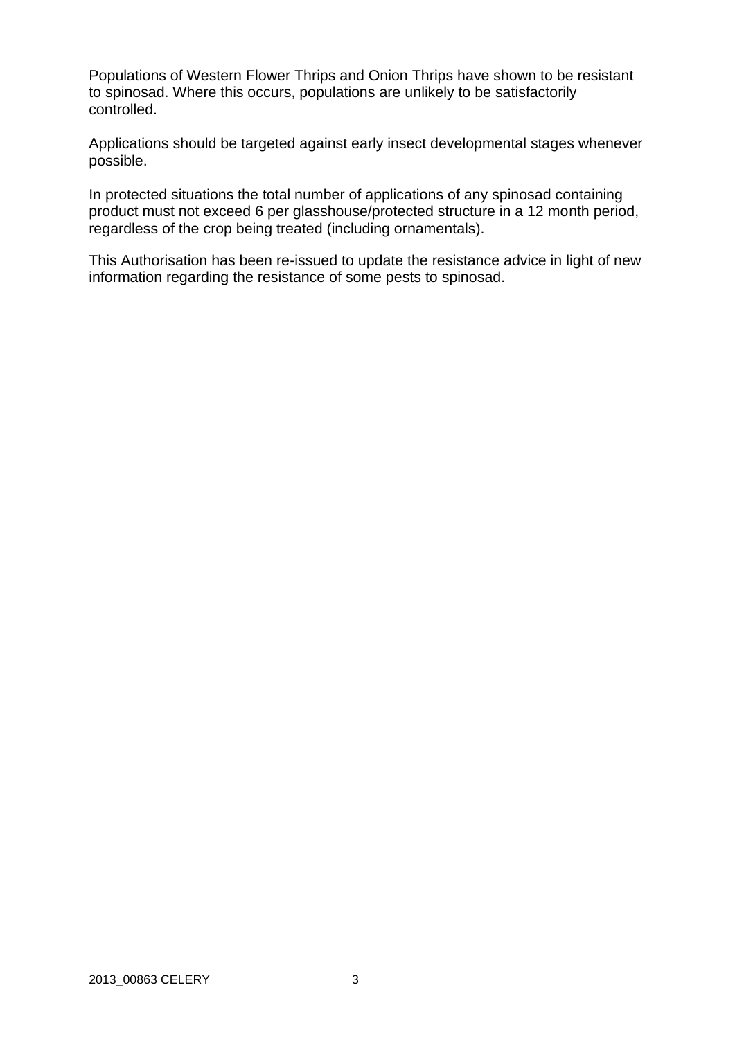Populations of Western Flower Thrips and Onion Thrips have shown to be resistant to spinosad. Where this occurs, populations are unlikely to be satisfactorily controlled.

Applications should be targeted against early insect developmental stages whenever possible.

In protected situations the total number of applications of any spinosad containing product must not exceed 6 per glasshouse/protected structure in a 12 month period, regardless of the crop being treated (including ornamentals).

This Authorisation has been re-issued to update the resistance advice in light of new information regarding the resistance of some pests to spinosad.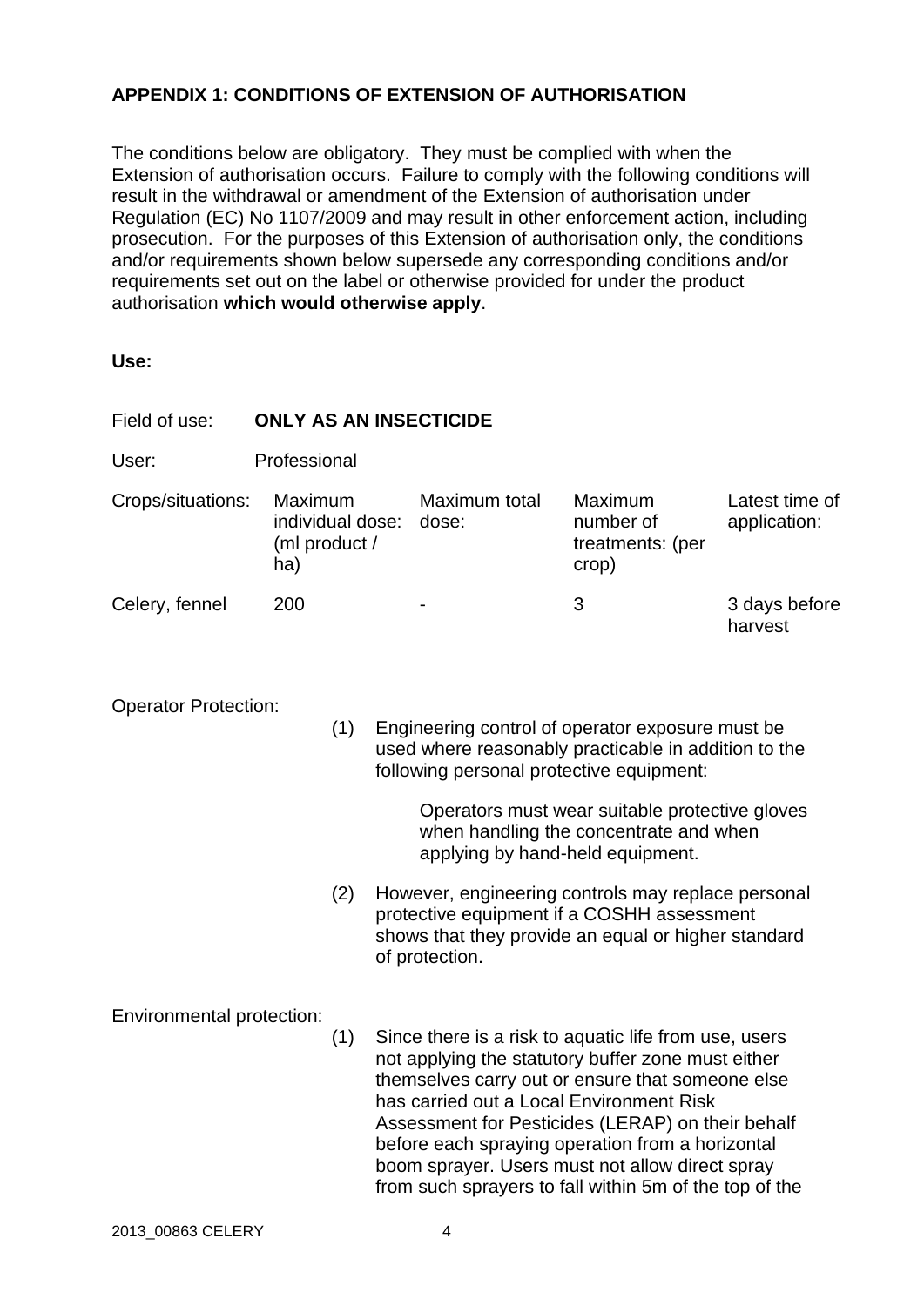## APPENDIX 1: CONDITIONS OF EXTENSION OF AUTHORISATION

The conditions below are obligatory. They must be complied with when the Extension of authorisation occurs. Failure to comply with the following conditions will result in the withdrawal or amendment of the Extension of authorisation under Regulation (EC) No 1107/2009 and may result in other enforcement action, including prosecution. For the purposes of this Extension of authorisation only, the conditions and/or requirements shown below supersede any corresponding conditions and/or requirements set out on the label or otherwise provided for under the product authorisation **which would otherwise apply**.

**Use:**

Field of use: **ONLY AS AN INSECTICIDE**

User: Professional

| Crops/situations: | Maximum individual dose: (ml product / ha) | Maximum total dose: | Maximum number of treatments: (per crop) | Latest time of application: |
|---|---|---|---|---|
| Celery, fennel | 200 | - | 3 | 3 days before harvest |

Operator Protection:

(1) Engineering control of operator exposure must be used where reasonably practicable in addition to the following personal protective equipment:

Operators must wear suitable protective gloves when handling the concentrate and when applying by hand-held equipment.

(2) However, engineering controls may replace personal protective equipment if a COSHH assessment shows that they provide an equal or higher standard of protection.

Environmental protection:

(1) Since there is a risk to aquatic life from use, users not applying the statutory buffer zone must either themselves carry out or ensure that someone else has carried out a Local Environment Risk Assessment for Pesticides (LERAP) on their behalf before each spraying operation from a horizontal boom sprayer. Users must not allow direct spray from such sprayers to fall within 5m of the top of the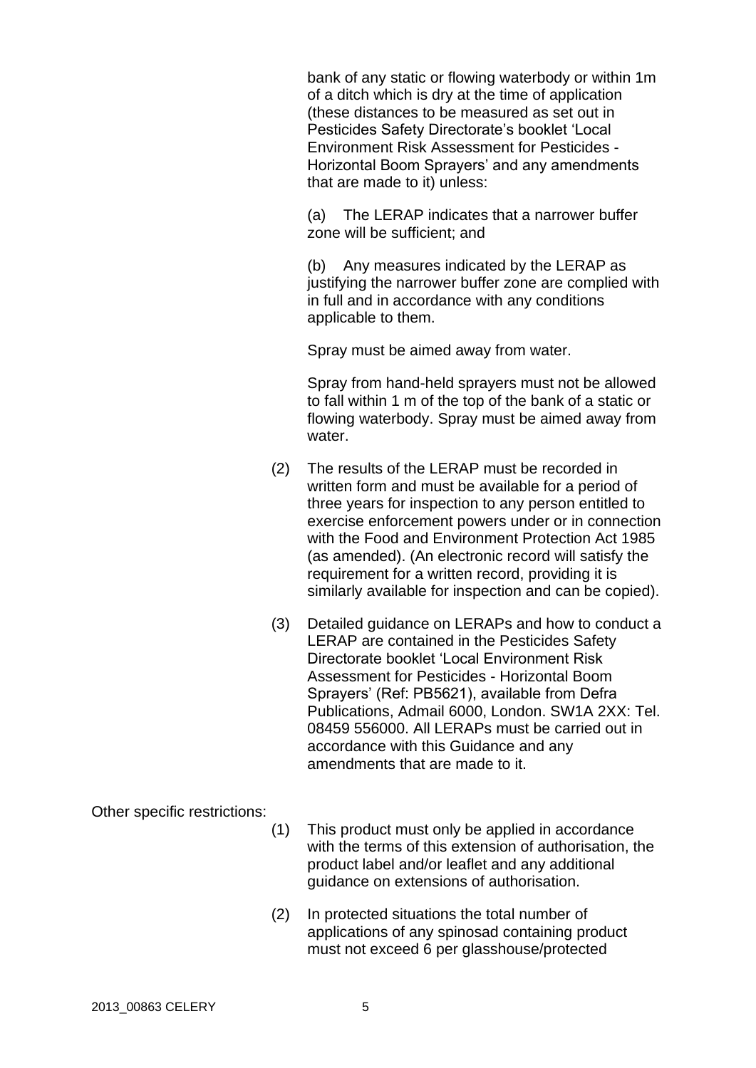bank of any static or flowing waterbody or within 1m of a ditch which is dry at the time of application (these distances to be measured as set out in Pesticides Safety Directorate's booklet 'Local Environment Risk Assessment for Pesticides - Horizontal Boom Sprayers' and any amendments that are made to it) unless:

(a) The LERAP indicates that a narrower buffer zone will be sufficient; and

(b) Any measures indicated by the LERAP as justifying the narrower buffer zone are complied with in full and in accordance with any conditions applicable to them.

Spray must be aimed away from water.

Spray from hand-held sprayers must not be allowed to fall within 1 m of the top of the bank of a static or flowing waterbody. Spray must be aimed away from water.

(2) The results of the LERAP must be recorded in written form and must be available for a period of three years for inspection to any person entitled to exercise enforcement powers under or in connection with the Food and Environment Protection Act 1985 (as amended). (An electronic record will satisfy the requirement for a written record, providing it is similarly available for inspection and can be copied).

(3) Detailed guidance on LERAPs and how to conduct a LERAP are contained in the Pesticides Safety Directorate booklet 'Local Environment Risk Assessment for Pesticides - Horizontal Boom Sprayers' (Ref: PB5621), available from Defra Publications, Admail 6000, London. SW1A 2XX: Tel. 08459 556000. All LERAPs must be carried out in accordance with this Guidance and any amendments that are made to it.

Other specific restrictions:

(1) This product must only be applied in accordance with the terms of this extension of authorisation, the product label and/or leaflet and any additional guidance on extensions of authorisation.

(2) In protected situations the total number of applications of any spinosad containing product must not exceed 6 per glasshouse/protected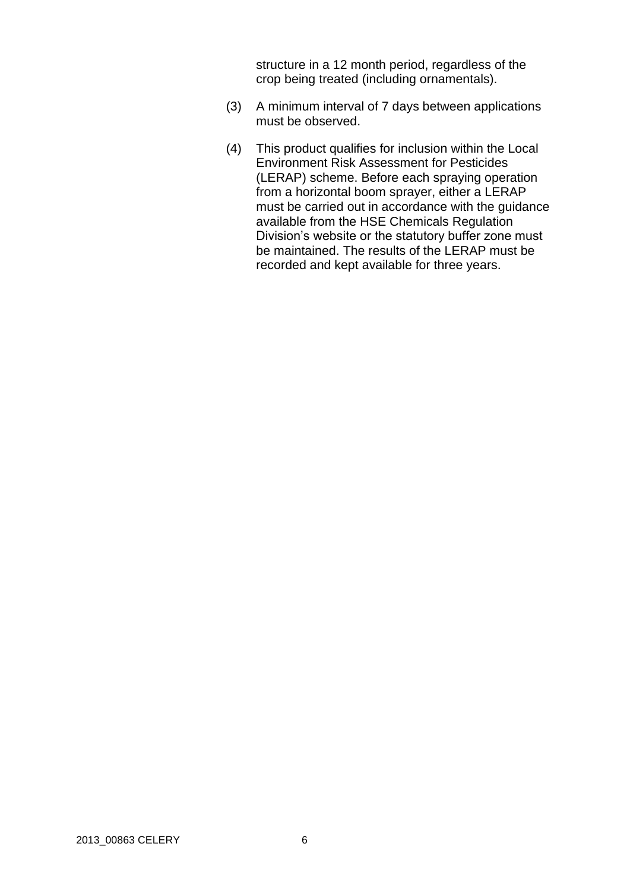structure in a 12 month period, regardless of the crop being treated (including ornamentals).

(3) A minimum interval of 7 days between applications must be observed.

(4) This product qualifies for inclusion within the Local Environment Risk Assessment for Pesticides (LERAP) scheme. Before each spraying operation from a horizontal boom sprayer, either a LERAP must be carried out in accordance with the guidance available from the HSE Chemicals Regulation Division's website or the statutory buffer zone must be maintained. The results of the LERAP must be recorded and kept available for three years.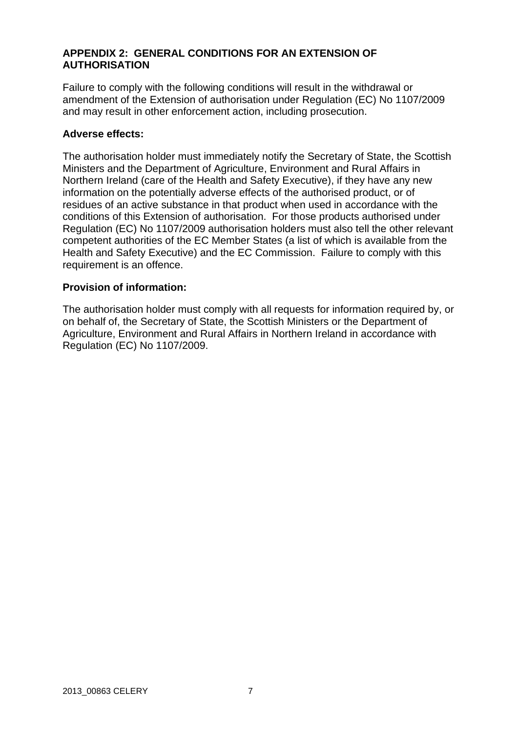## APPENDIX 2: GENERAL CONDITIONS FOR AN EXTENSION OF AUTHORISATION

Failure to comply with the following conditions will result in the withdrawal or amendment of the Extension of authorisation under Regulation (EC) No 1107/2009 and may result in other enforcement action, including prosecution.

**Adverse effects:**

The authorisation holder must immediately notify the Secretary of State, the Scottish Ministers and the Department of Agriculture, Environment and Rural Affairs in Northern Ireland (care of the Health and Safety Executive), if they have any new information on the potentially adverse effects of the authorised product, or of residues of an active substance in that product when used in accordance with the conditions of this Extension of authorisation. For those products authorised under Regulation (EC) No 1107/2009 authorisation holders must also tell the other relevant competent authorities of the EC Member States (a list of which is available from the Health and Safety Executive) and the EC Commission. Failure to comply with this requirement is an offence.

**Provision of information:**

The authorisation holder must comply with all requests for information required by, or on behalf of, the Secretary of State, the Scottish Ministers or the Department of Agriculture, Environment and Rural Affairs in Northern Ireland in accordance with Regulation (EC) No 1107/2009.